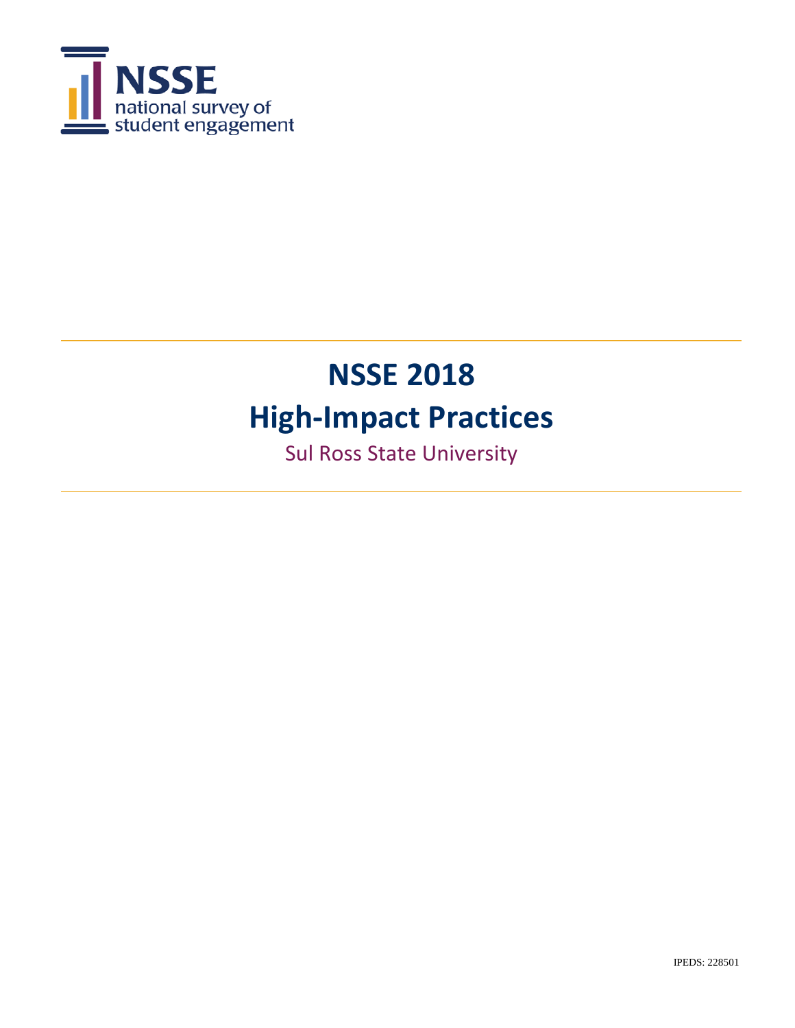NSSE
national survey of
student engagement

# NSSE 2018
# High-Impact Practices

Sul Ross State University

IPEDS: 228501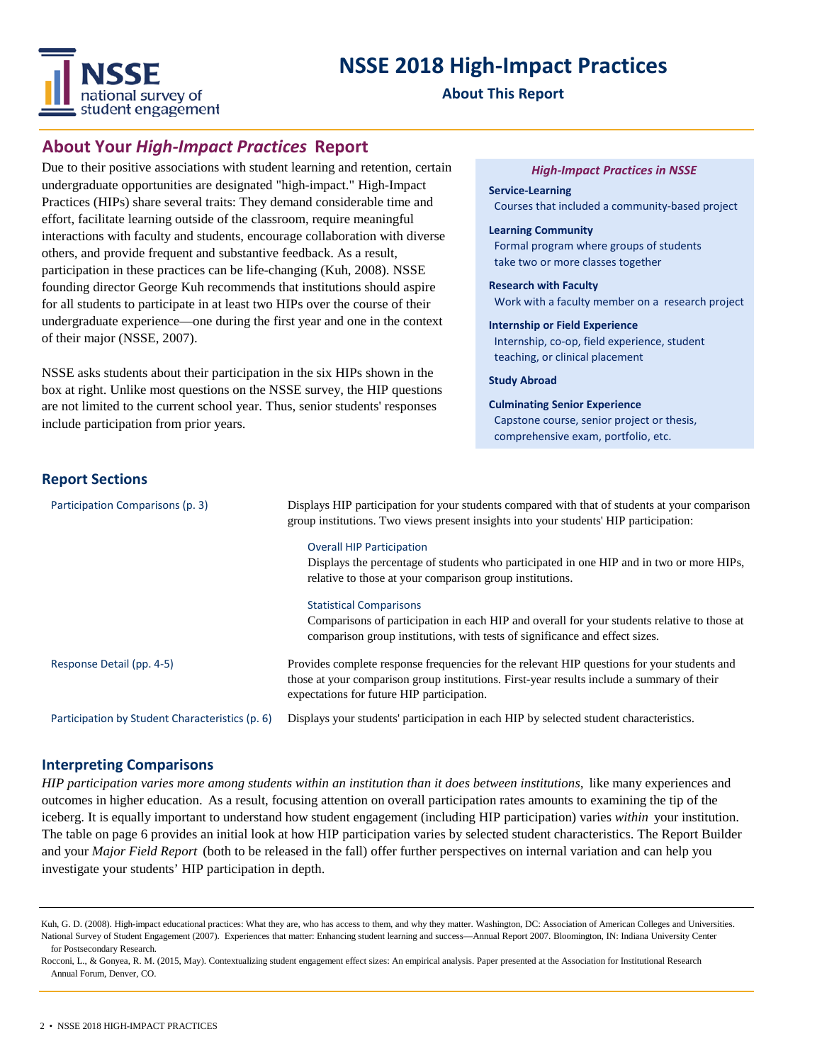# NSSE 2018 High-Impact Practices

**About This Report**

## About Your *High-Impact Practices* Report

Due to their positive associations with student learning and retention, certain undergraduate opportunities are designated "high-impact." High-Impact Practices (HIPs) share several traits: They demand considerable time and effort, facilitate learning outside of the classroom, require meaningful interactions with faculty and students, encourage collaboration with diverse others, and provide frequent and substantive feedback. As a result, participation in these practices can be life-changing (Kuh, 2008). NSSE founding director George Kuh recommends that institutions should aspire for all students to participate in at least two HIPs over the course of their undergraduate experience—one during the first year and one in the context of their major (NSSE, 2007).

NSSE asks students about their participation in the six HIPs shown in the box at right. Unlike most questions on the NSSE survey, the HIP questions are not limited to the current school year. Thus, senior students' responses include participation from prior years.

### *High-Impact Practices in NSSE*

**Service-Learning**
Courses that included a community-based project

**Learning Community**
Formal program where groups of students take two or more classes together

**Research with Faculty**
Work with a faculty member on a research project

**Internship or Field Experience**
Internship, co-op, field experience, student teaching, or clinical placement

**Study Abroad**

**Culminating Senior Experience**
Capstone course, senior project or thesis, comprehensive exam, portfolio, etc.

## Report Sections

**Participation Comparisons (p. 3)**
Displays HIP participation for your students compared with that of students at your comparison group institutions. Two views present insights into your students' HIP participation:

- **Overall HIP Participation**
  Displays the percentage of students who participated in one HIP and in two or more HIPs, relative to those at your comparison group institutions.

- **Statistical Comparisons**
  Comparisons of participation in each HIP and overall for your students relative to those at comparison group institutions, with tests of significance and effect sizes.

**Response Detail (pp. 4-5)**
Provides complete response frequencies for the relevant HIP questions for your students and those at your comparison group institutions. First-year results include a summary of their expectations for future HIP participation.

**Participation by Student Characteristics (p. 6)**
Displays your students' participation in each HIP by selected student characteristics.

## Interpreting Comparisons

*HIP participation varies more among students within an institution than it does between institutions,* like many experiences and outcomes in higher education. As a result, focusing attention on overall participation rates amounts to examining the tip of the iceberg. It is equally important to understand how student engagement (including HIP participation) varies *within* your institution. The table on page 6 provides an initial look at how HIP participation varies by selected student characteristics. The Report Builder and your *Major Field Report* (both to be released in the fall) offer further perspectives on internal variation and can help you investigate your students' HIP participation in depth.

---

Kuh, G. D. (2008). High-impact educational practices: What they are, who has access to them, and why they matter. Washington, DC: Association of American Colleges and Universities.

National Survey of Student Engagement (2007). Experiences that matter: Enhancing student learning and success—Annual Report 2007. Bloomington, IN: Indiana University Center for Postsecondary Research.

Rocconi, L., & Gonyea, R. M. (2015, May). Contextualizing student engagement effect sizes: An empirical analysis. Paper presented at the Association for Institutional Research Annual Forum, Denver, CO.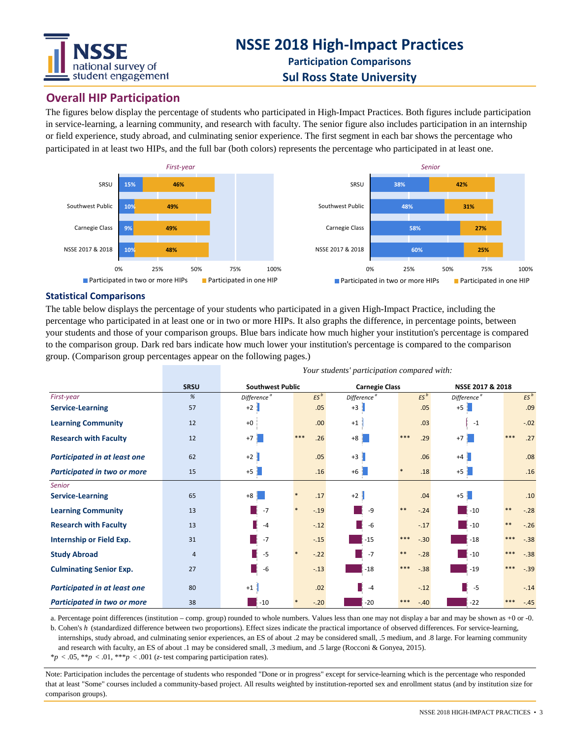# NSSE 2018 High-Impact Practices

**Participation Comparisons**

**Sul Ross State University**

## Overall HIP Participation

The figures below display the percentage of students who participated in High-Impact Practices. Both figures include participation in service-learning, a learning community, and research with faculty. The senior figure also includes participation in an internship or field experience, study abroad, and culminating senior experience. The first segment in each bar shows the percentage who participated in at least two HIPs, and the full bar (both colors) represents the percentage who participated in at least one.

*First-year*

| | Participated in two or more HIPs | Participated in one HIP |
|---|---|---|
| SRSU | 15% | 46% |
| Southwest Public | 10% | 49% |
| Carnegie Class | 9% | 49% |
| NSSE 2017 & 2018 | 10% | 48% |

*Senior*

| | Participated in two or more HIPs | Participated in one HIP |
|---|---|---|
| SRSU | 38% | 42% |
| Southwest Public | 48% | 31% |
| Carnegie Class | 58% | 27% |
| NSSE 2017 & 2018 | 60% | 25% |

## Statistical Comparisons

The table below displays the percentage of your students who participated in a given High-Impact Practice, including the percentage who participated in at least one or in two or more HIPs. It also graphs the difference, in percentage points, between your students and those of your comparison groups. Blue bars indicate how much higher your institution's percentage is compared to the comparison group. Dark red bars indicate how much lower your institution's percentage is compared to the comparison group. (Comparison group percentages appear on the following pages.)

*Your students' participation compared with:*

| | SRSU | Southwest Public | | | Carnegie Class | | | NSSE 2017 & 2018 | | |
|---|---|---|---|---|---|---|---|---|---|---|
| *First-year* | % | Difference[a] | | ES[b] | Difference[a] | | ES[b] | Difference[a] | | ES[b] |
| **Service-Learning** | 57 | +2 | | .05 | +3 | | .05 | +5 | | .09 |
| **Learning Community** | 12 | +0 | | .00 | +1 | | .03 | -1 | | -.02 |
| **Research with Faculty** | 12 | +7 | *** | .26 | +8 | *** | .29 | +7 | *** | .27 |
| ***Participated in at least one*** | 62 | +2 | | .05 | +3 | | .06 | +4 | | .08 |
| ***Participated in two or more*** | 15 | +5 | | .16 | +6 | * | .18 | +5 | | .16 |
| *Senior* | | | | | | | | | | |
| **Service-Learning** | 65 | +8 | * | .17 | +2 | | .04 | +5 | | .10 |
| **Learning Community** | 13 | -7 | * | -.19 | -9 | ** | -.24 | -10 | ** | -.28 |
| **Research with Faculty** | 13 | -4 | | -.12 | -6 | | -.17 | -10 | ** | -.26 |
| **Internship or Field Exp.** | 31 | -7 | | -.15 | -15 | *** | -.30 | -18 | *** | -.38 |
| **Study Abroad** | 4 | -5 | * | -.22 | -7 | ** | -.28 | -10 | *** | -.38 |
| **Culminating Senior Exp.** | 27 | -6 | | -.13 | -18 | *** | -.38 | -19 | *** | -.39 |
| ***Participated in at least one*** | 80 | +1 | | .02 | -4 | | -.12 | -5 | | -.14 |
| ***Participated in two or more*** | 38 | -10 | * | -.20 | -20 | *** | -.40 | -22 | *** | -.45 |

a. Percentage point differences (institution – comp. group) rounded to whole numbers. Values less than one may not display a bar and may be shown as +0 or -0.

b. Cohen's *h* (standardized difference between two proportions). Effect sizes indicate the practical importance of observed differences. For service-learning, internships, study abroad, and culminating senior experiences, an ES of about .2 may be considered small, .5 medium, and .8 large. For learning community and research with faculty, an ES of about .1 may be considered small, .3 medium, and .5 large (Rocconi & Gonyea, 2015).

*$p < .05$, **$p < .01$, ***$p < .001$ ($z$-test comparing participation rates).

Note: Participation includes the percentage of students who responded "Done or in progress" except for service-learning which is the percentage who responded that at least "Some" courses included a community-based project. All results weighted by institution-reported sex and enrollment status (and by institution size for comparison groups).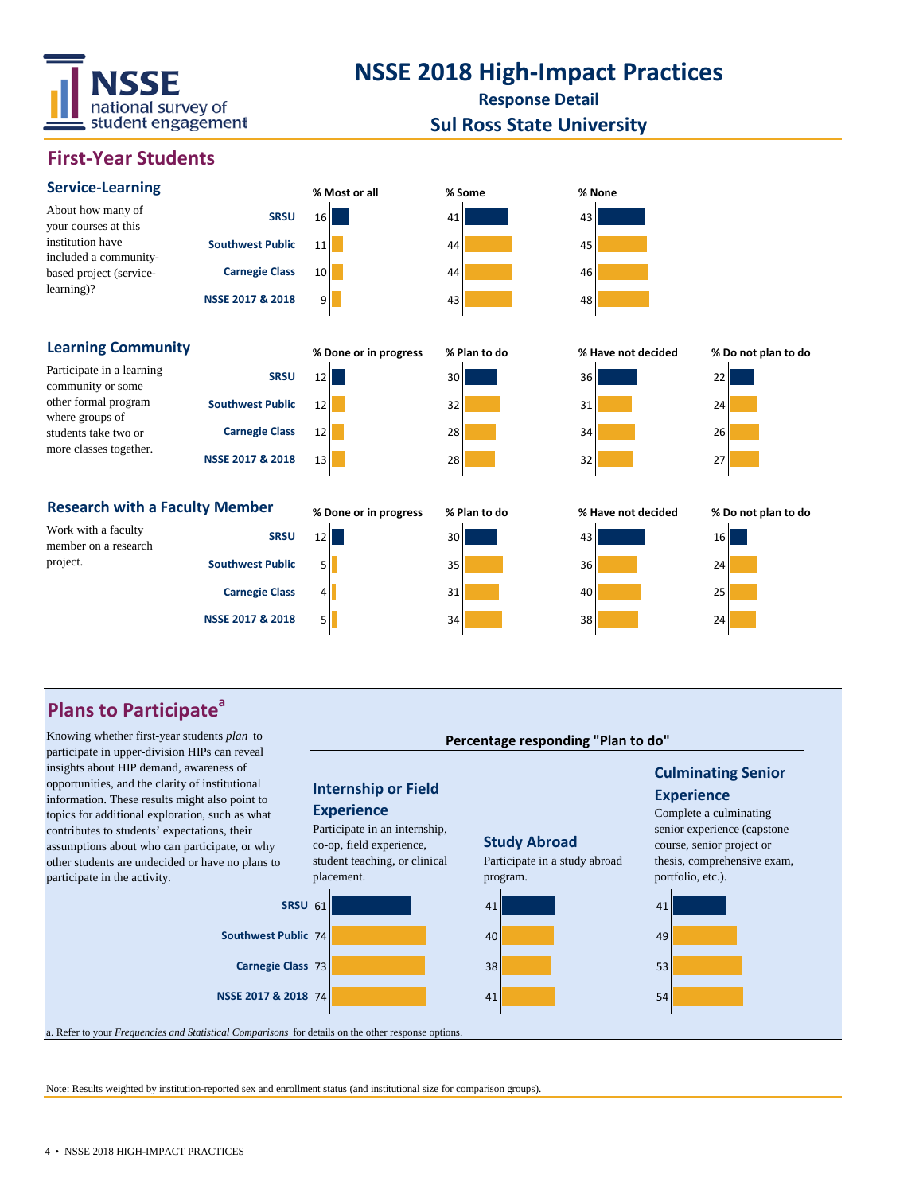# NSSE 2018 High-Impact Practices

**Response Detail**

**Sul Ross State University**

## First-Year Students

### Service-Learning

About how many of your courses at this institution have included a community-based project (service-learning)?

| | % Most or all | % Some | % None |
|---|---|---|---|
| SRSU | 16 | 41 | 43 |
| Southwest Public | 11 | 44 | 45 |
| Carnegie Class | 10 | 44 | 46 |
| NSSE 2017 & 2018 | 9 | 43 | 48 |

### Learning Community

Participate in a learning community or some other formal program where groups of students take two or more classes together.

| | % Done or in progress | % Plan to do | % Have not decided | % Do not plan to do |
|---|---|---|---|---|
| SRSU | 12 | 30 | 36 | 22 |
| Southwest Public | 12 | 32 | 31 | 24 |
| Carnegie Class | 12 | 28 | 34 | 26 |
| NSSE 2017 & 2018 | 13 | 28 | 32 | 27 |

### Research with a Faculty Member

Work with a faculty member on a research project.

| | % Done or in progress | % Plan to do | % Have not decided | % Do not plan to do |
|---|---|---|---|---|
| SRSU | 12 | 30 | 43 | 16 |
| Southwest Public | 5 | 35 | 36 | 24 |
| Carnegie Class | 4 | 31 | 40 | 25 |
| NSSE 2017 & 2018 | 5 | 34 | 38 | 24 |

## Plans to Participate[a]

Knowing whether first-year students *plan* to participate in upper-division HIPs can reveal insights about HIP demand, awareness of opportunities, and the clarity of institutional information. These results might also point to topics for additional exploration, such as what contributes to students' expectations, their assumptions about who can participate, or why other students are undecided or have no plans to participate in the activity.

**Percentage responding "Plan to do"**

**Internship or Field Experience:** Participate in an internship, co-op, field experience, student teaching, or clinical placement.

**Study Abroad:** Participate in a study abroad program.

**Culminating Senior Experience:** Complete a culminating senior experience (capstone course, senior project or thesis, comprehensive exam, portfolio, etc.).

| | Internship or Field Experience | Study Abroad | Culminating Senior Experience |
|---|---|---|---|
| SRSU | 61 | 41 | 41 |
| Southwest Public | 74 | 40 | 49 |
| Carnegie Class | 73 | 38 | 53 |
| NSSE 2017 & 2018 | 74 | 41 | 54 |

a. Refer to your *Frequencies and Statistical Comparisons* for details on the other response options.

Note: Results weighted by institution-reported sex and enrollment status (and institutional size for comparison groups).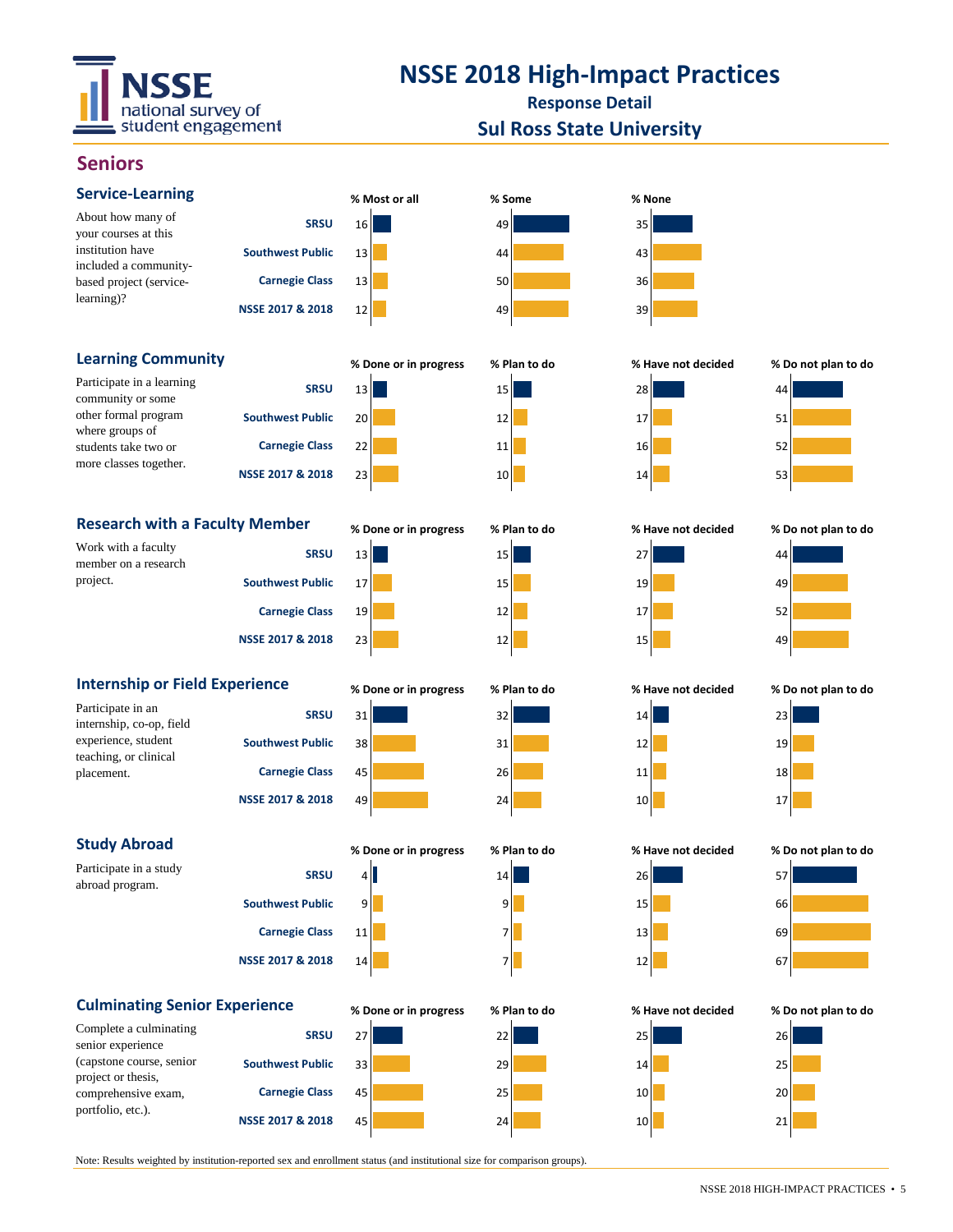# NSSE 2018 High-Impact Practices

**Response Detail**

**Sul Ross State University**

## Seniors

### Service-Learning

About how many of your courses at this institution have included a community-based project (service-learning)?

| | % Most or all | % Some | % None |
|---|---|---|---|
| SRSU | 16 | 49 | 35 |
| Southwest Public | 13 | 44 | 43 |
| Carnegie Class | 13 | 50 | 36 |
| NSSE 2017 & 2018 | 12 | 49 | 39 |

### Learning Community

Participate in a learning community or some other formal program where groups of students take two or more classes together.

| | % Done or in progress | % Plan to do | % Have not decided | % Do not plan to do |
|---|---|---|---|---|
| SRSU | 13 | 15 | 28 | 44 |
| Southwest Public | 20 | 12 | 17 | 51 |
| Carnegie Class | 22 | 11 | 16 | 52 |
| NSSE 2017 & 2018 | 23 | 10 | 14 | 53 |

### Research with a Faculty Member

Work with a faculty member on a research project.

| | % Done or in progress | % Plan to do | % Have not decided | % Do not plan to do |
|---|---|---|---|---|
| SRSU | 13 | 15 | 27 | 44 |
| Southwest Public | 17 | 15 | 19 | 49 |
| Carnegie Class | 19 | 12 | 17 | 52 |
| NSSE 2017 & 2018 | 23 | 12 | 15 | 49 |

### Internship or Field Experience

Participate in an internship, co-op, field experience, student teaching, or clinical placement.

| | % Done or in progress | % Plan to do | % Have not decided | % Do not plan to do |
|---|---|---|---|---|
| SRSU | 31 | 32 | 14 | 23 |
| Southwest Public | 38 | 31 | 12 | 19 |
| Carnegie Class | 45 | 26 | 11 | 18 |
| NSSE 2017 & 2018 | 49 | 24 | 10 | 17 |

### Study Abroad

Participate in a study abroad program.

| | % Done or in progress | % Plan to do | % Have not decided | % Do not plan to do |
|---|---|---|---|---|
| SRSU | 4 | 14 | 26 | 57 |
| Southwest Public | 9 | 9 | 15 | 66 |
| Carnegie Class | 11 | 7 | 13 | 69 |
| NSSE 2017 & 2018 | 14 | 7 | 12 | 67 |

### Culminating Senior Experience

Complete a culminating senior experience (capstone course, senior project or thesis, comprehensive exam, portfolio, etc.).

| | % Done or in progress | % Plan to do | % Have not decided | % Do not plan to do |
|---|---|---|---|---|
| SRSU | 27 | 22 | 25 | 26 |
| Southwest Public | 33 | 29 | 14 | 25 |
| Carnegie Class | 45 | 25 | 10 | 20 |
| NSSE 2017 & 2018 | 45 | 24 | 10 | 21 |

Note: Results weighted by institution-reported sex and enrollment status (and institutional size for comparison groups).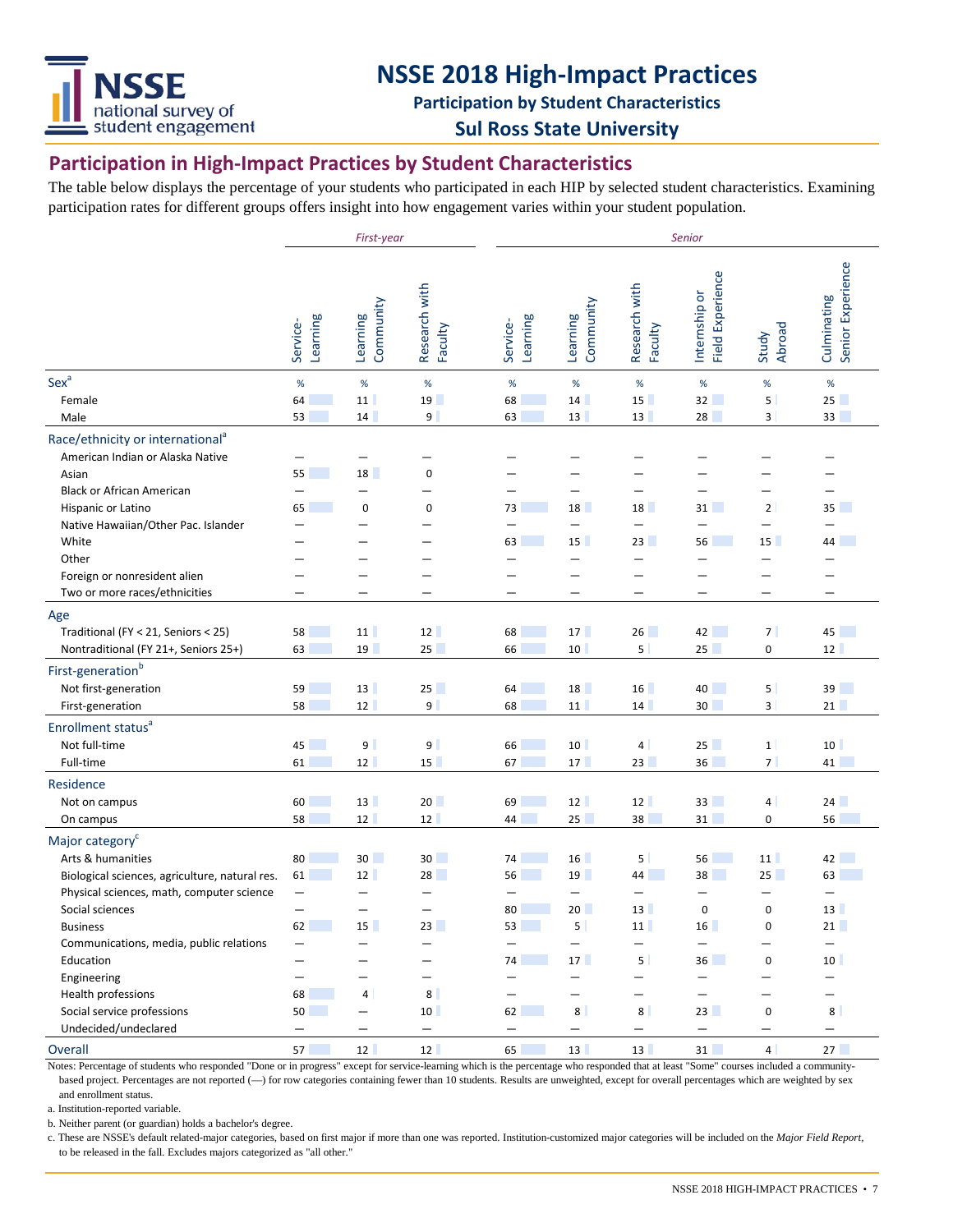# NSSE 2018 High-Impact Practices

**Participation by Student Characteristics**

**Sul Ross State University**

## Participation in High-Impact Practices by Student Characteristics

The table below displays the percentage of your students who participated in each HIP by selected student characteristics. Examining participation rates for different groups offers insight into how engagement varies within your student population.

| | *First-year* | | | *Senior* | | | | | |
|---|---|---|---|---|---|---|---|---|---|
| | Service-Learning | Learning Community | Research with Faculty | Service-Learning | Learning Community | Research with Faculty | Internship or Field Experience | Study Abroad | Culminating Senior Experience |
| **Sex[a]** | % | % | % | % | % | % | % | % | % |
| Female | 64 | 11 | 19 | 68 | 14 | 15 | 32 | 5 | 25 |
| Male | 53 | 14 | 9 | 63 | 13 | 13 | 28 | 3 | 33 |
| **Race/ethnicity or international[a]** | | | | | | | | | |
| American Indian or Alaska Native | — | — | — | — | — | — | — | — | — |
| Asian | 55 | 18 | 0 | — | — | — | — | — | — |
| Black or African American | — | — | — | — | — | — | — | — | — |
| Hispanic or Latino | 65 | 0 | 0 | 73 | 18 | 18 | 31 | 2 | 35 |
| Native Hawaiian/Other Pac. Islander | — | — | — | — | — | — | — | — | — |
| White | — | — | — | 63 | 15 | 23 | 56 | 15 | 44 |
| Other | — | — | — | — | — | — | — | — | — |
| Foreign or nonresident alien | — | — | — | — | — | — | — | — | — |
| Two or more races/ethnicities | — | — | — | — | — | — | — | — | — |
| **Age** | | | | | | | | | |
| Traditional (FY < 21, Seniors < 25) | 58 | 11 | 12 | 68 | 17 | 26 | 42 | 7 | 45 |
| Nontraditional (FY 21+, Seniors 25+) | 63 | 19 | 25 | 66 | 10 | 5 | 25 | 0 | 12 |
| **First-generation[b]** | | | | | | | | | |
| Not first-generation | 59 | 13 | 25 | 64 | 18 | 16 | 40 | 5 | 39 |
| First-generation | 58 | 12 | 9 | 68 | 11 | 14 | 30 | 3 | 21 |
| **Enrollment status[a]** | | | | | | | | | |
| Not full-time | 45 | 9 | 9 | 66 | 10 | 4 | 25 | 1 | 10 |
| Full-time | 61 | 12 | 15 | 67 | 17 | 23 | 36 | 7 | 41 |
| **Residence** | | | | | | | | | |
| Not on campus | 60 | 13 | 20 | 69 | 12 | 12 | 33 | 4 | 24 |
| On campus | 58 | 12 | 12 | 44 | 25 | 38 | 31 | 0 | 56 |
| **Major category[c]** | | | | | | | | | |
| Arts & humanities | 80 | 30 | 30 | 74 | 16 | 5 | 56 | 11 | 42 |
| Biological sciences, agriculture, natural res. | 61 | 12 | 28 | 56 | 19 | 44 | 38 | 25 | 63 |
| Physical sciences, math, computer science | — | — | — | — | — | — | — | — | — |
| Social sciences | — | — | — | 80 | 20 | 13 | 0 | 0 | 13 |
| Business | 62 | 15 | 23 | 53 | 5 | 11 | 16 | 0 | 21 |
| Communications, media, public relations | — | — | — | — | — | — | — | — | — |
| Education | — | — | — | 74 | 17 | 5 | 36 | 0 | 10 |
| Engineering | — | — | — | — | — | — | — | — | — |
| Health professions | 68 | 4 | 8 | — | — | — | — | — | — |
| Social service professions | 50 | — | 10 | 62 | 8 | 8 | 23 | 0 | 8 |
| Undecided/undeclared | — | — | — | — | — | — | — | — | — |
| **Overall** | 57 | 12 | 12 | 65 | 13 | 13 | 31 | 4 | 27 |

Notes: Percentage of students who responded "Done or in progress" except for service-learning which is the percentage who responded that at least "Some" courses included a community-based project. Percentages are not reported (—) for row categories containing fewer than 10 students. Results are unweighted, except for overall percentages which are weighted by sex and enrollment status.

a. Institution-reported variable.

b. Neither parent (or guardian) holds a bachelor's degree.

c. These are NSSE's default related-major categories, based on first major if more than one was reported. Institution-customized major categories will be included on the *Major Field Report*, to be released in the fall. Excludes majors categorized as "all other."